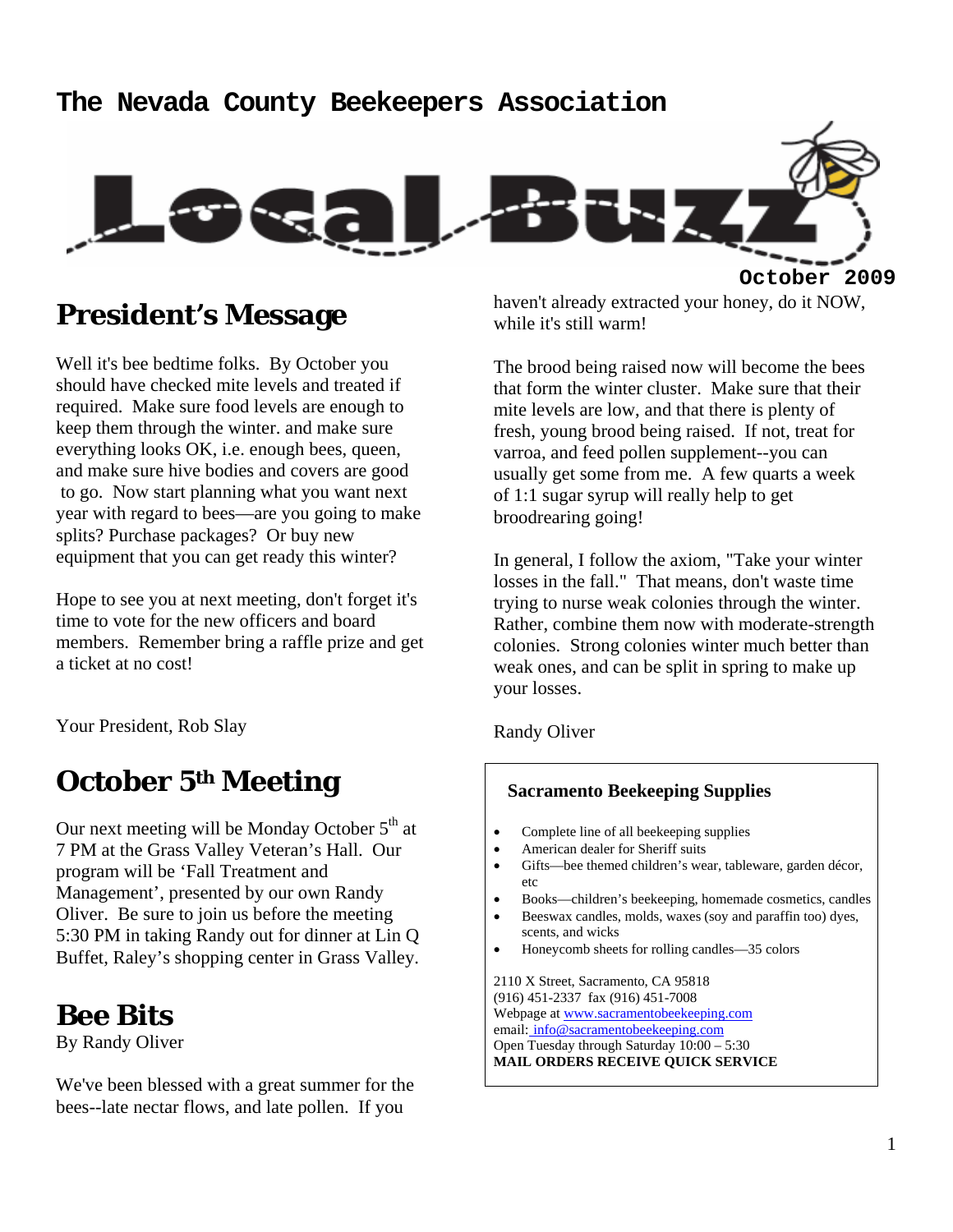# The Nevada County Beekeepers Association

# Local Buzz

**October 2009**

## President's Message

Well it's bee bedtime folks. By October you should have checked mite levels and treated if required. Make sure food levels are enough to keep them through the winter. and make sure everything looks OK, i.e. enough bees, queen, and make sure hive bodies and covers are good to go. Now start planning what you want next year with regard to bees—are you going to make splits? Purchase packages? Or buy new equipment that you can get ready this winter?

Hope to see you at next meeting, don't forget it's time to vote for the new officers and board members. Remember bring a raffle prize and get a ticket at no cost!

Your President, Rob Slay

## October 5th Meeting

Our next meeting will be Monday October 5th at 7 PM at the Grass Valley Veteran's Hall. Our program will be 'Fall Treatment and Management', presented by our own Randy Oliver. Be sure to join us before the meeting 5:30 PM in taking Randy out for dinner at Lin Q Buffet, Raley's shopping center in Grass Valley.

## Bee Bits

By Randy Oliver

We've been blessed with a great summer for the bees--late nectar flows, and late pollen. If you haven't already extracted your honey, do it NOW, while it's still warm!

The brood being raised now will become the bees that form the winter cluster. Make sure that their mite levels are low, and that there is plenty of fresh, young brood being raised. If not, treat for varroa, and feed pollen supplement--you can usually get some from me. A few quarts a week of 1:1 sugar syrup will really help to get broodrearing going!

In general, I follow the axiom, "Take your winter losses in the fall." That means, don't waste time trying to nurse weak colonies through the winter. Rather, combine them now with moderate-strength colonies. Strong colonies winter much better than weak ones, and can be split in spring to make up your losses.

Randy Oliver

### Sacramento Beekeeping Supplies

- Complete line of all beekeeping supplies
- American dealer for Sheriff suits
- Gifts—bee themed children's wear, tableware, garden décor, etc
- Books—children's beekeeping, homemade cosmetics, candles
- Beeswax candles, molds, waxes (soy and paraffin too) dyes, scents, and wicks
- Honeycomb sheets for rolling candles—35 colors

2110 X Street, Sacramento, CA 95818
(916) 451-2337 fax (916) 451-7008
Webpage at www.sacramentobeekeeping.com
email: info@sacramentobeekeeping.com
Open Tuesday through Saturday 10:00 – 5:30
**MAIL ORDERS RECEIVE QUICK SERVICE**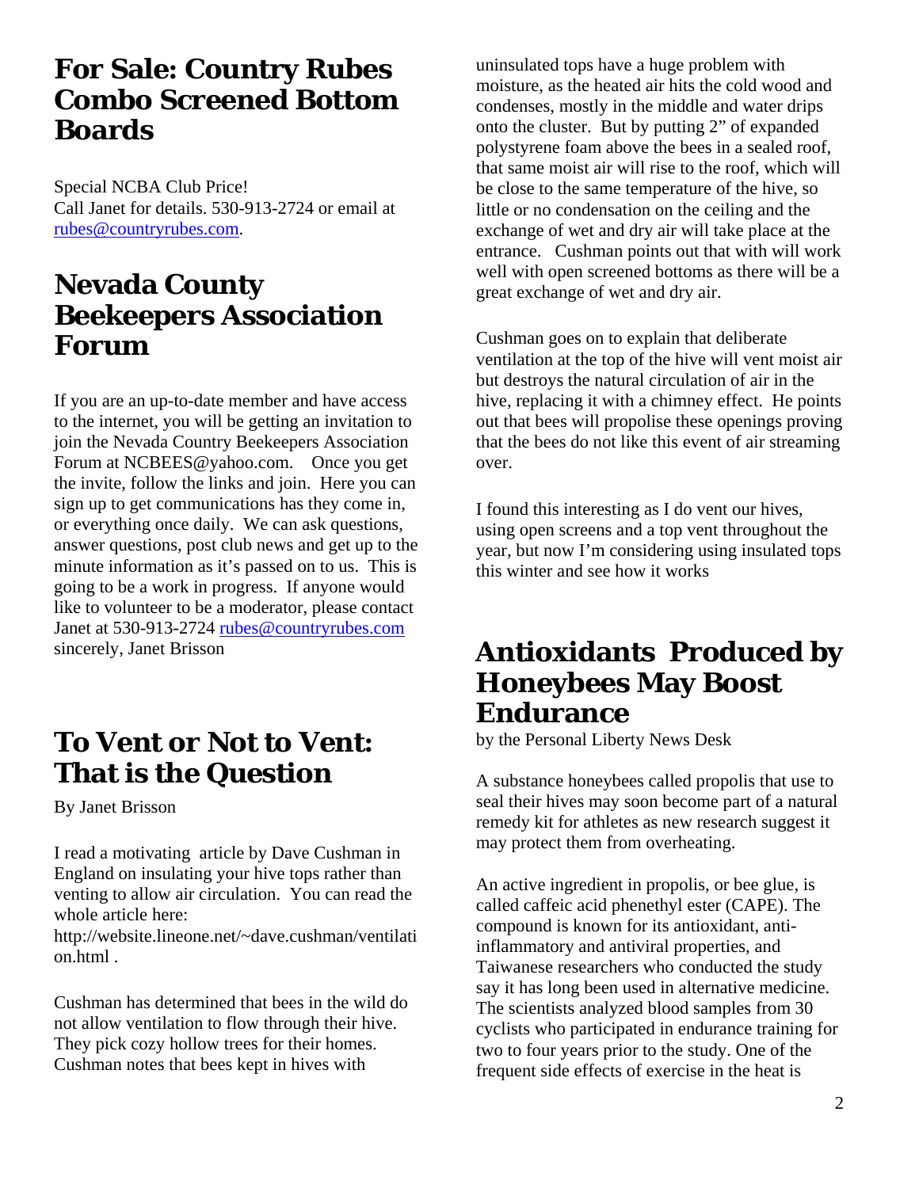## For Sale: Country Rubes Combo Screened Bottom Boards

Special NCBA Club Price!
Call Janet for details. 530-913-2724 or email at rubes@countryrubes.com.

## Nevada County Beekeepers Association Forum

If you are an up-to-date member and have access to the internet, you will be getting an invitation to join the Nevada Country Beekeepers Association Forum at NCBEES@yahoo.com. Once you get the invite, follow the links and join. Here you can sign up to get communications has they come in, or everything once daily. We can ask questions, answer questions, post club news and get up to the minute information as it's passed on to us. This is going to be a work in progress. If anyone would like to volunteer to be a moderator, please contact Janet at 530-913-2724 rubes@countryrubes.com sincerely, Janet Brisson

## To Vent or Not to Vent: That is the Question

By Janet Brisson

I read a motivating article by Dave Cushman in England on insulating your hive tops rather than venting to allow air circulation. You can read the whole article here: http://website.lineone.net/~dave.cushman/ventilation.html .

Cushman has determined that bees in the wild do not allow ventilation to flow through their hive. They pick cozy hollow trees for their homes. Cushman notes that bees kept in hives with uninsulated tops have a huge problem with moisture, as the heated air hits the cold wood and condenses, mostly in the middle and water drips onto the cluster. But by putting 2" of expanded polystyrene foam above the bees in a sealed roof, that same moist air will rise to the roof, which will be close to the same temperature of the hive, so little or no condensation on the ceiling and the exchange of wet and dry air will take place at the entrance. Cushman points out that with will work well with open screened bottoms as there will be a great exchange of wet and dry air.

Cushman goes on to explain that deliberate ventilation at the top of the hive will vent moist air but destroys the natural circulation of air in the hive, replacing it with a chimney effect. He points out that bees will propolise these openings proving that the bees do not like this event of air streaming over.

I found this interesting as I do vent our hives, using open screens and a top vent throughout the year, but now I'm considering using insulated tops this winter and see how it works

## Antioxidants Produced by Honeybees May Boost Endurance

by the Personal Liberty News Desk

A substance honeybees called propolis that use to seal their hives may soon become part of a natural remedy kit for athletes as new research suggest it may protect them from overheating.

An active ingredient in propolis, or bee glue, is called caffeic acid phenethyl ester (CAPE). The compound is known for its antioxidant, anti-inflammatory and antiviral properties, and Taiwanese researchers who conducted the study say it has long been used in alternative medicine. The scientists analyzed blood samples from 30 cyclists who participated in endurance training for two to four years prior to the study. One of the frequent side effects of exercise in the heat is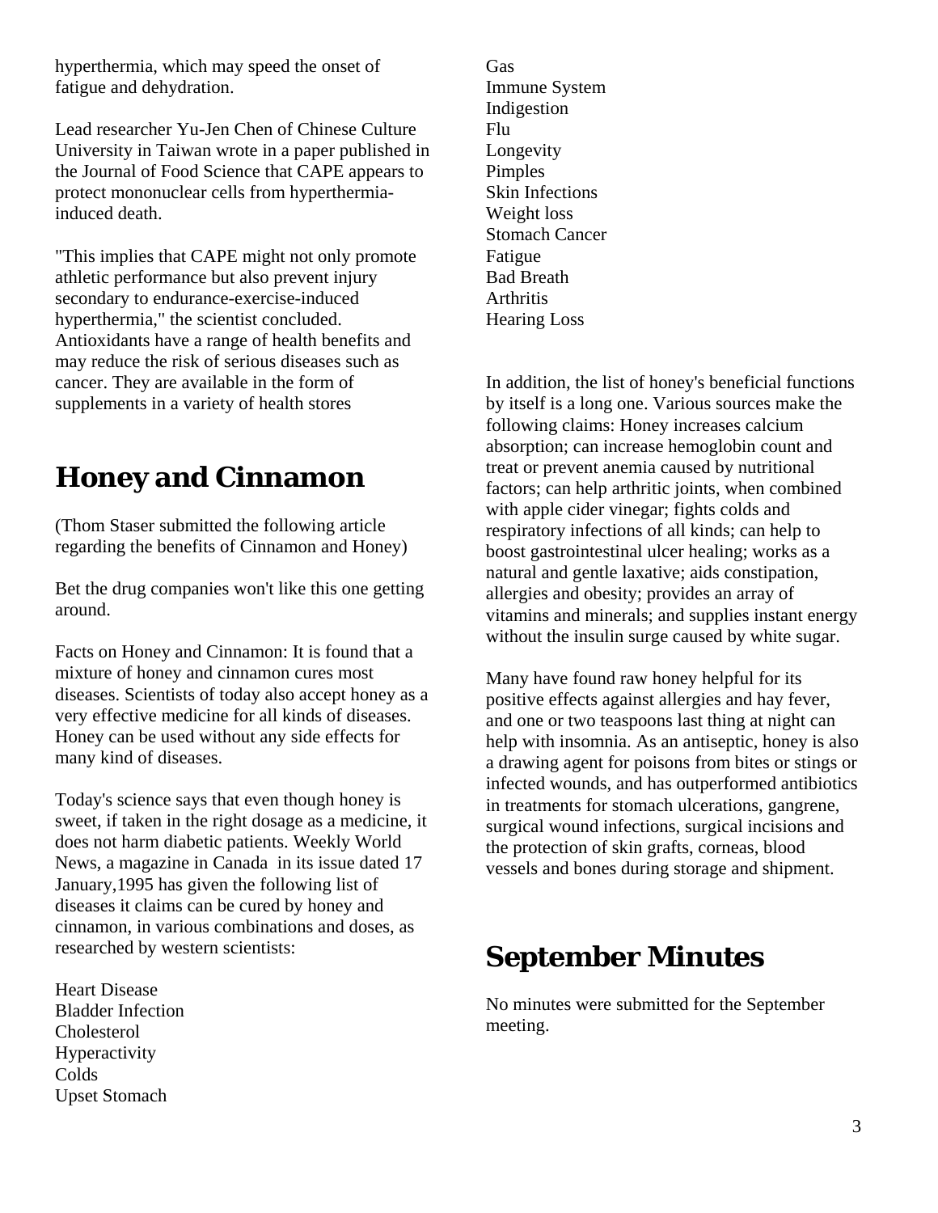hyperthermia, which may speed the onset of fatigue and dehydration.

Lead researcher Yu-Jen Chen of Chinese Culture University in Taiwan wrote in a paper published in the Journal of Food Science that CAPE appears to protect mononuclear cells from hyperthermia-induced death.

"This implies that CAPE might not only promote athletic performance but also prevent injury secondary to endurance-exercise-induced hyperthermia," the scientist concluded. Antioxidants have a range of health benefits and may reduce the risk of serious diseases such as cancer. They are available in the form of supplements in a variety of health stores

## Honey and Cinnamon

(Thom Staser submitted the following article regarding the benefits of Cinnamon and Honey)

Bet the drug companies won't like this one getting around.

Facts on Honey and Cinnamon: It is found that a mixture of honey and cinnamon cures most diseases. Scientists of today also accept honey as a very effective medicine for all kinds of diseases. Honey can be used without any side effects for many kind of diseases.

Today's science says that even though honey is sweet, if taken in the right dosage as a medicine, it does not harm diabetic patients. Weekly World News, a magazine in Canada in its issue dated 17 January,1995 has given the following list of diseases it claims can be cured by honey and cinnamon, in various combinations and doses, as researched by western scientists:

Heart Disease
Bladder Infection
Cholesterol
Hyperactivity
Colds
Upset Stomach
Gas
Immune System
Indigestion
Flu
Longevity
Pimples
Skin Infections
Weight loss
Stomach Cancer
Fatigue
Bad Breath
Arthritis
Hearing Loss

In addition, the list of honey's beneficial functions by itself is a long one. Various sources make the following claims: Honey increases calcium absorption; can increase hemoglobin count and treat or prevent anemia caused by nutritional factors; can help arthritic joints, when combined with apple cider vinegar; fights colds and respiratory infections of all kinds; can help to boost gastrointestinal ulcer healing; works as a natural and gentle laxative; aids constipation, allergies and obesity; provides an array of vitamins and minerals; and supplies instant energy without the insulin surge caused by white sugar.

Many have found raw honey helpful for its positive effects against allergies and hay fever, and one or two teaspoons last thing at night can help with insomnia. As an antiseptic, honey is also a drawing agent for poisons from bites or stings or infected wounds, and has outperformed antibiotics in treatments for stomach ulcerations, gangrene, surgical wound infections, surgical incisions and the protection of skin grafts, corneas, blood vessels and bones during storage and shipment.

## September Minutes

No minutes were submitted for the September meeting.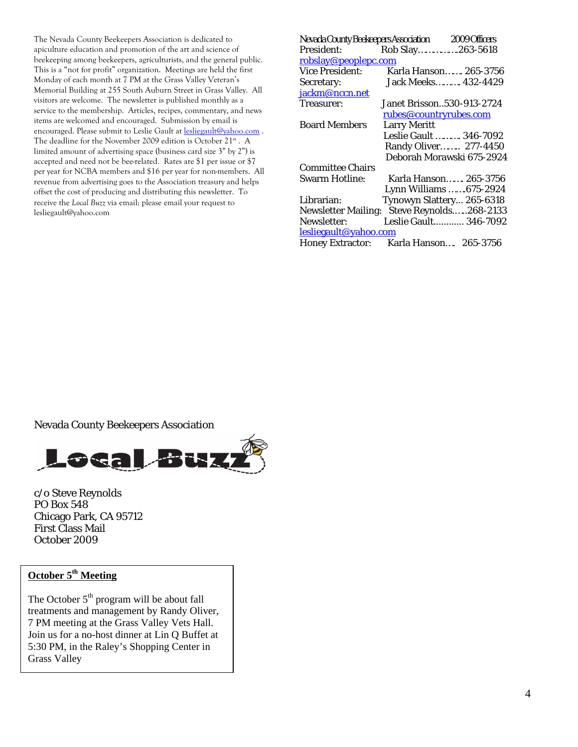The Nevada County Beekeepers Association is dedicated to apiculture education and promotion of the art and science of beekeeping among beekeepers, agriculturists, and the general public. This is a "not for profit" organization. Meetings are held the first Monday of each month at 7 PM at the Grass Valley Veteran's Memorial Building at 255 South Auburn Street in Grass Valley. All visitors are welcome. The newsletter is published monthly as a service to the membership. Articles, recipes, commentary, and news items are welcomed and encouraged. Submission by email is encouraged. Please submit to Leslie Gault at lesliegault@yahoo.com . The deadline for the November 2009 edition is October 21st . A limited amount of advertising space (business card size 3" by 2") is accepted and need not be bee-related. Rates are $1 per issue or $7 per year for NCBA members and $16 per year for non-members. All revenue from advertising goes to the Association treasury and helps offset the cost of producing and distributing this newsletter. To receive the *Local Buzz* via email: please email your request to lesliegault@yahoo.com

**Nevada County Beekeepers Association 2009 Officers**

President: Rob Slay……………263-5618
robslay@peoplepc.com
Vice President: Karla Hanson…… 265-3756
Secretary: Jack Meeks……… 432-4429
jackm@nccn.net
Treasurer: Janet Brisson..530-913-2724
rubes@countryrubes.com
Board Members: Larry Meritt
Leslie Gault ……… 346-7092
Randy Oliver……. 277-4450
Deborah Morawski 675-2924

Committee Chairs
Swarm Hotline: Karla Hanson…… 265-3756
Lynn Williams ……675-2924
Librarian: Tynowyn Slattery… 265-6318
Newsletter Mailing: Steve Reynolds…..268-2133
Newsletter: Leslie Gault........... 346-7092
lesliegault@yahoo.com
Honey Extractor: Karla Hanson…. 265-3756

Nevada County Beekeepers Association

Local Buzz

c/o Steve Reynolds
PO Box 548
Chicago Park, CA 95712
First Class Mail
October 2009

**October 5th Meeting**

The October 5th program will be about fall treatments and management by Randy Oliver, 7 PM meeting at the Grass Valley Vets Hall. Join us for a no-host dinner at Lin Q Buffet at 5:30 PM, in the Raley's Shopping Center in Grass Valley